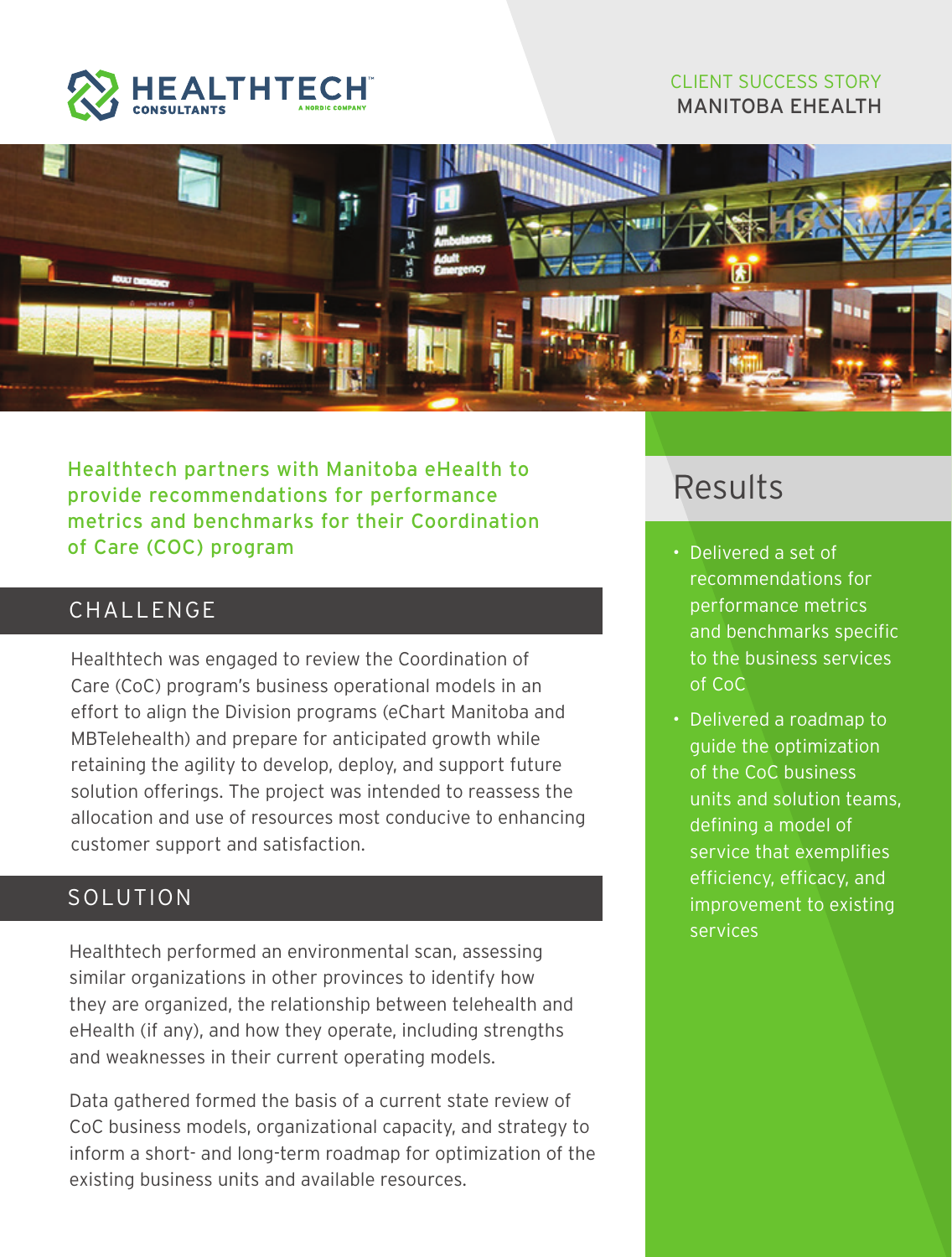HEALTHTECH CONSULTANTS — A NORDIC COMPANY

CLIENT SUCCESS STORY
MANITOBA EHEALTH

## Healthtech partners with Manitoba eHealth to provide recommendations for performance metrics and benchmarks for their Coordination of Care (COC) program

## CHALLENGE

Healthtech was engaged to review the Coordination of Care (CoC) program's business operational models in an effort to align the Division programs (eChart Manitoba and MBTelehealth) and prepare for anticipated growth while retaining the agility to develop, deploy, and support future solution offerings. The project was intended to reassess the allocation and use of resources most conducive to enhancing customer support and satisfaction.

## SOLUTION

Healthtech performed an environmental scan, assessing similar organizations in other provinces to identify how they are organized, the relationship between telehealth and eHealth (if any), and how they operate, including strengths and weaknesses in their current operating models.

Data gathered formed the basis of a current state review of CoC business models, organizational capacity, and strategy to inform a short- and long-term roadmap for optimization of the existing business units and available resources.

## Results

- Delivered a set of recommendations for performance metrics and benchmarks specific to the business services of CoC
- Delivered a roadmap to guide the optimization of the CoC business units and solution teams, defining a model of service that exemplifies efficiency, efficacy, and improvement to existing services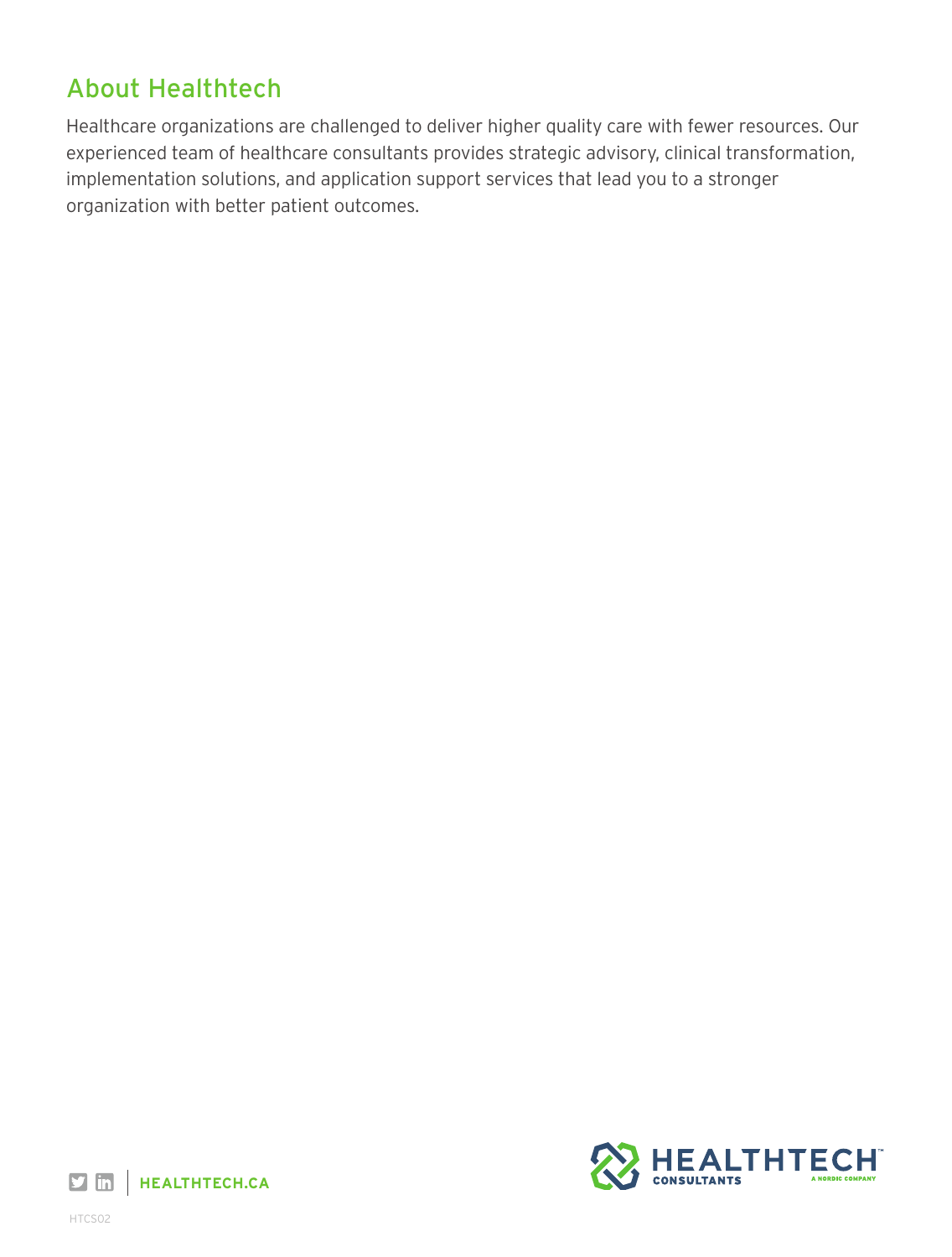## About Healthtech

Healthcare organizations are challenged to deliver higher quality care with fewer resources. Our experienced team of healthcare consultants provides strategic advisory, clinical transformation, implementation solutions, and application support services that lead you to a stronger organization with better patient outcomes.

**HEALTHTECH.CA**

HEALTHTECH™ CONSULTANTS A NORDIC COMPANY

HTCS02